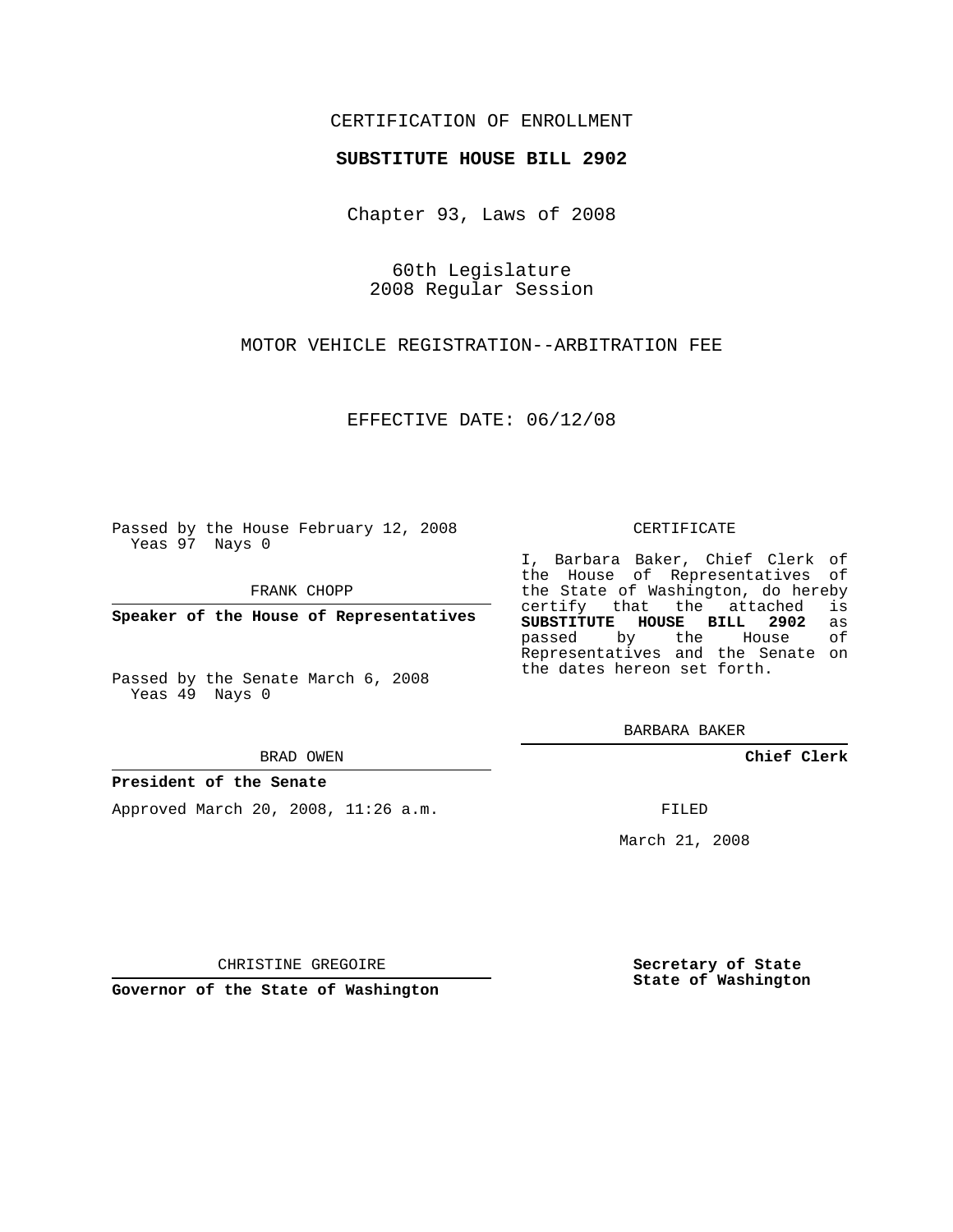CERTIFICATION OF ENROLLMENT

**SUBSTITUTE HOUSE BILL 2902**

Chapter 93, Laws of 2008

60th Legislature
2008 Regular Session

MOTOR VEHICLE REGISTRATION--ARBITRATION FEE

EFFECTIVE DATE: 06/12/08

Passed by the House February 12, 2008
Yeas 97 Nays 0

FRANK CHOPP

**Speaker of the House of Representatives**

Passed by the Senate March 6, 2008
Yeas 49 Nays 0

BRAD OWEN

**President of the Senate**

Approved March 20, 2008, 11:26 a.m.

CHRISTINE GREGOIRE

**Governor of the State of Washington**

CERTIFICATE

I, Barbara Baker, Chief Clerk of the House of Representatives of the State of Washington, do hereby certify that the attached is **SUBSTITUTE HOUSE BILL 2902** as passed by the House of Representatives and the Senate on the dates hereon set forth.

BARBARA BAKER

**Chief Clerk**

FILED

March 21, 2008

**Secretary of State**
**State of Washington**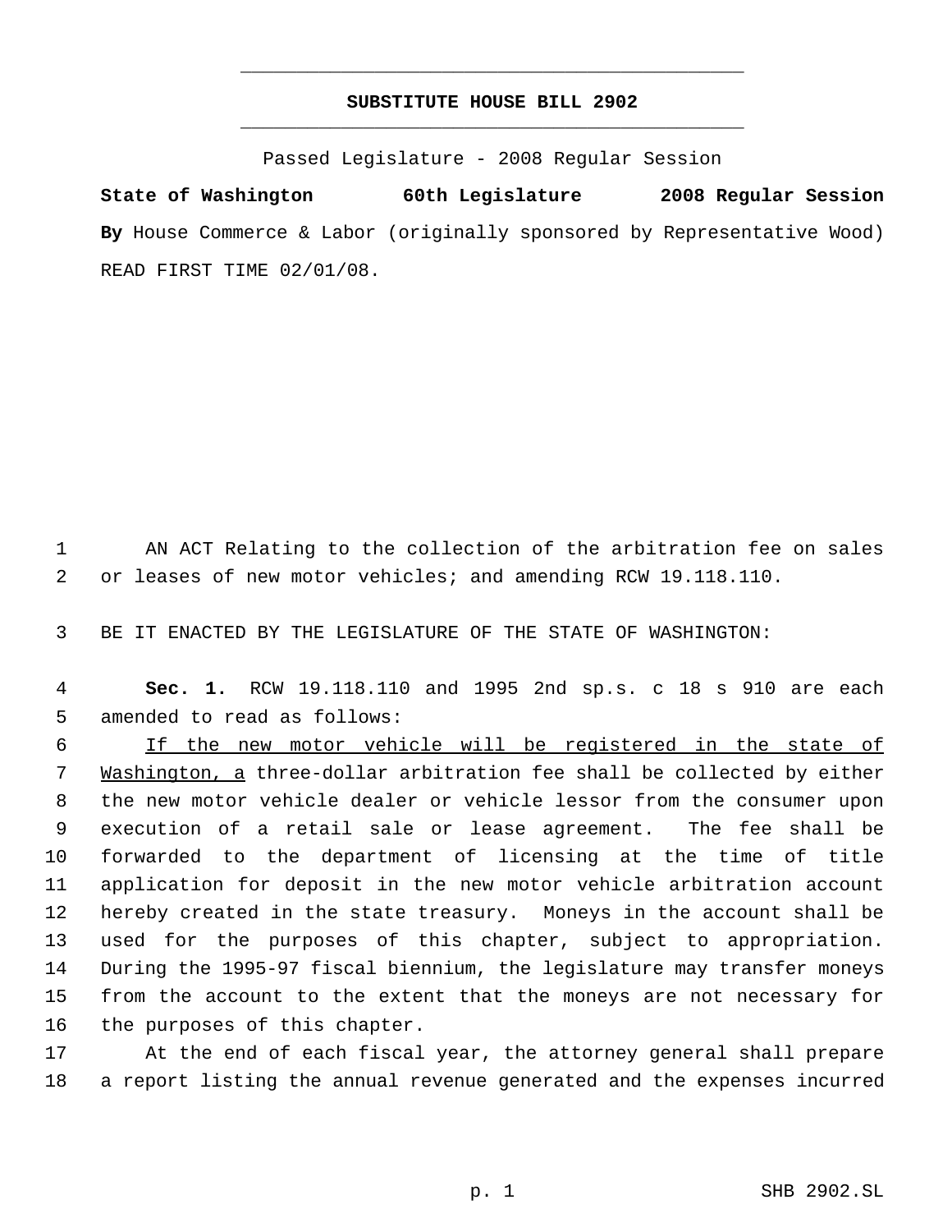# SUBSTITUTE HOUSE BILL 2902

Passed Legislature - 2008 Regular Session

**State of Washington 60th Legislature 2008 Regular Session**

**By** House Commerce & Labor (originally sponsored by Representative Wood)

READ FIRST TIME 02/01/08.

AN ACT Relating to the collection of the arbitration fee on sales or leases of new motor vehicles; and amending RCW 19.118.110.

BE IT ENACTED BY THE LEGISLATURE OF THE STATE OF WASHINGTON:

**Sec. 1.** RCW 19.118.110 and 1995 2nd sp.s. c 18 s 910 are each amended to read as follows:

If the new motor vehicle will be registered in the state of Washington, a three-dollar arbitration fee shall be collected by either the new motor vehicle dealer or vehicle lessor from the consumer upon execution of a retail sale or lease agreement. The fee shall be forwarded to the department of licensing at the time of title application for deposit in the new motor vehicle arbitration account hereby created in the state treasury. Moneys in the account shall be used for the purposes of this chapter, subject to appropriation. During the 1995-97 fiscal biennium, the legislature may transfer moneys from the account to the extent that the moneys are not necessary for the purposes of this chapter.

At the end of each fiscal year, the attorney general shall prepare a report listing the annual revenue generated and the expenses incurred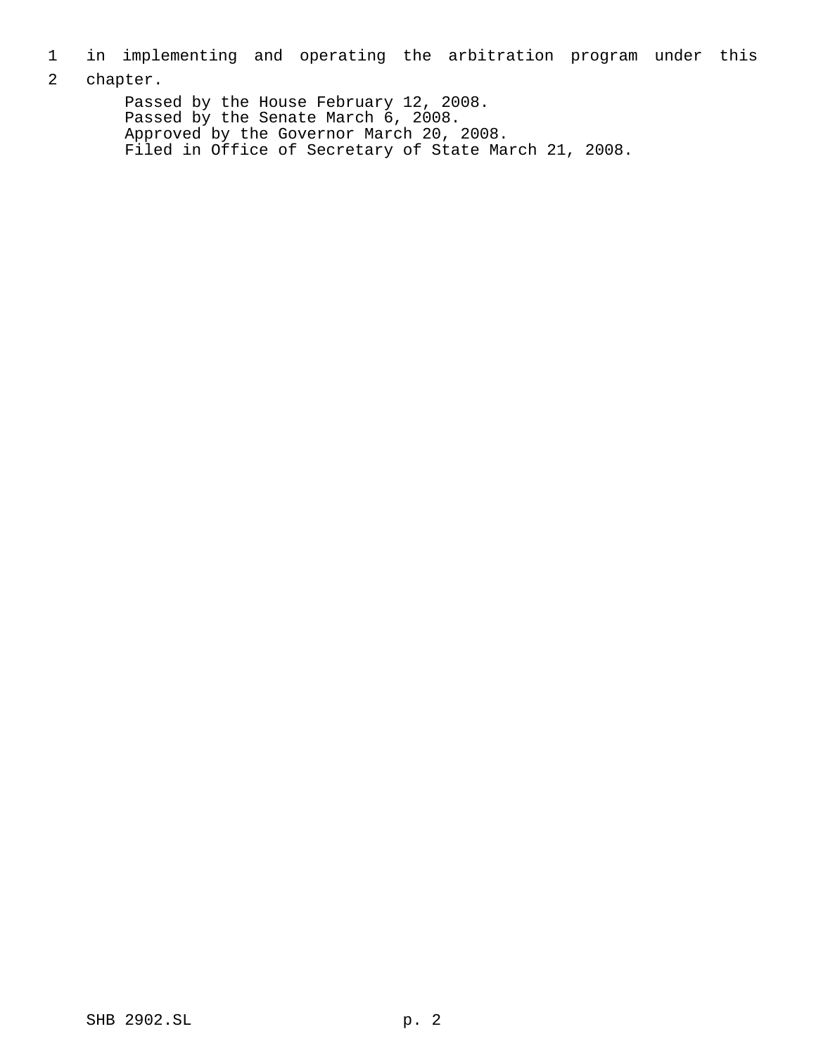in implementing and operating the arbitration program under this chapter.

Passed by the House February 12, 2008.
Passed by the Senate March 6, 2008.
Approved by the Governor March 20, 2008.
Filed in Office of Secretary of State March 21, 2008.